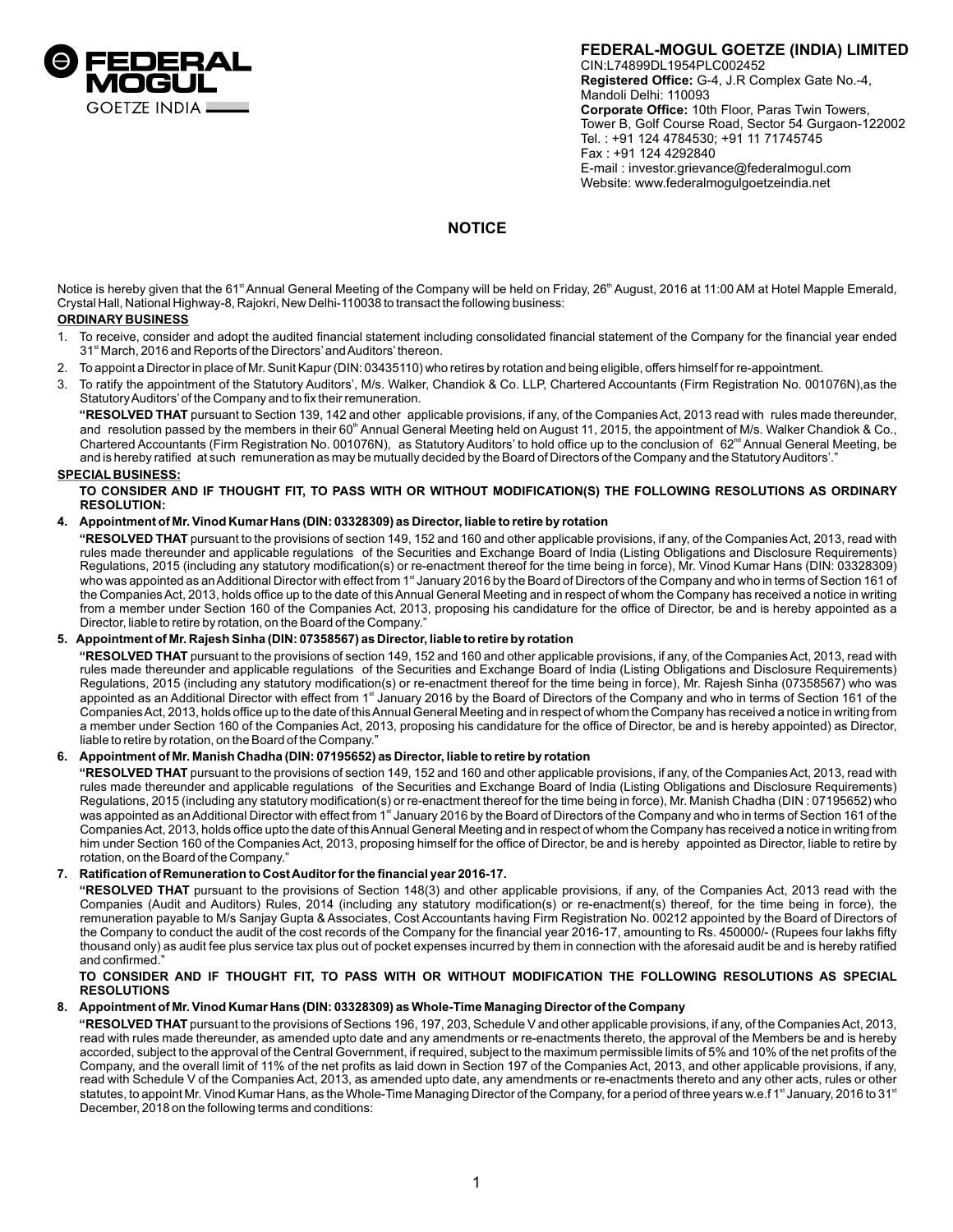**FEDERAL-MOGUL GOETZE (INDIA) LIMITED**
CIN:L74899DL1954PLC002452
**Registered Office:** G-4, J.R Complex Gate No.-4, Mandoli Delhi: 110093
**Corporate Office:** 10th Floor, Paras Twin Towers, Tower B, Golf Course Road, Sector 54 Gurgaon-122002
Tel. : +91 124 4784530; +91 11 71745745
Fax : +91 124 4292840
E-mail : investor.grievance@federalmogul.com
Website: www.federalmogulgoetzeindia.net

# NOTICE

Notice is hereby given that the 61st Annual General Meeting of the Company will be held on Friday, 26th August, 2016 at 11:00 AM at Hotel Mapple Emerald, Crystal Hall, National Highway-8, Rajokri, New Delhi-110038 to transact the following business:

**ORDINARY BUSINESS**

1. To receive, consider and adopt the audited financial statement including consolidated financial statement of the Company for the financial year ended 31st March, 2016 and Reports of the Directors' and Auditors' thereon.
2. To appoint a Director in place of Mr. Sunit Kapur (DIN: 03435110) who retires by rotation and being eligible, offers himself for re-appointment.
3. To ratify the appointment of the Statutory Auditors', M/s. Walker, Chandiok & Co. LLP, Chartered Accountants (Firm Registration No. 001076N),as the Statutory Auditors' of the Company and to fix their remuneration.

   **"RESOLVED THAT** pursuant to Section 139, 142 and other applicable provisions, if any, of the Companies Act, 2013 read with rules made thereunder, and resolution passed by the members in their 60th Annual General Meeting held on August 11, 2015, the appointment of M/s. Walker Chandiok & Co., Chartered Accountants (Firm Registration No. 001076N), as Statutory Auditors' to hold office up to the conclusion of 62nd Annual General Meeting, be and is hereby ratified at such remuneration as may be mutually decided by the Board of Directors of the Company and the Statutory Auditors'."

**SPECIAL BUSINESS:**

**TO CONSIDER AND IF THOUGHT FIT, TO PASS WITH OR WITHOUT MODIFICATION(S) THE FOLLOWING RESOLUTIONS AS ORDINARY RESOLUTION:**

4. **Appointment of Mr. Vinod Kumar Hans (DIN: 03328309) as Director, liable to retire by rotation**

   **"RESOLVED THAT** pursuant to the provisions of section 149, 152 and 160 and other applicable provisions, if any, of the Companies Act, 2013, read with rules made thereunder and applicable regulations of the Securities and Exchange Board of India (Listing Obligations and Disclosure Requirements) Regulations, 2015 (including any statutory modification(s) or re-enactment thereof for the time being in force), Mr. Vinod Kumar Hans (DIN: 03328309) who was appointed as an Additional Director with effect from 1st January 2016 by the Board of Directors of the Company and who in terms of Section 161 of the Companies Act, 2013, holds office up to the date of this Annual General Meeting and in respect of whom the Company has received a notice in writing from a member under Section 160 of the Companies Act, 2013, proposing his candidature for the office of Director, be and is hereby appointed as a Director, liable to retire by rotation, on the Board of the Company."

5. **Appointment of Mr. Rajesh Sinha (DIN: 07358567) as Director, liable to retire by rotation**

   **"RESOLVED THAT** pursuant to the provisions of section 149, 152 and 160 and other applicable provisions, if any, of the Companies Act, 2013, read with rules made thereunder and applicable regulations of the Securities and Exchange Board of India (Listing Obligations and Disclosure Requirements) Regulations, 2015 (including any statutory modification(s) or re-enactment thereof for the time being in force), Mr. Rajesh Sinha (07358567) who was appointed as an Additional Director with effect from 1st January 2016 by the Board of Directors of the Company and who in terms of Section 161 of the Companies Act, 2013, holds office up to the date of this Annual General Meeting and in respect of whom the Company has received a notice in writing from a member under Section 160 of the Companies Act, 2013, proposing his candidature for the office of Director, be and is hereby appointed) as Director, liable to retire by rotation, on the Board of the Company."

6. **Appointment of Mr. Manish Chadha (DIN: 07195652) as Director, liable to retire by rotation**

   **"RESOLVED THAT** pursuant to the provisions of section 149, 152 and 160 and other applicable provisions, if any, of the Companies Act, 2013, read with rules made thereunder and applicable regulations of the Securities and Exchange Board of India (Listing Obligations and Disclosure Requirements) Regulations, 2015 (including any statutory modification(s) or re-enactment thereof for the time being in force), Mr. Manish Chadha (DIN : 07195652) who was appointed as an Additional Director with effect from 1st January 2016 by the Board of Directors of the Company and who in terms of Section 161 of the Companies Act, 2013, holds office upto the date of this Annual General Meeting and in respect of whom the Company has received a notice in writing from him under Section 160 of the Companies Act, 2013, proposing himself for the office of Director, be and is hereby appointed as Director, liable to retire by rotation, on the Board of the Company."

7. **Ratification of Remuneration to Cost Auditor for the financial year 2016-17.**

   **"RESOLVED THAT** pursuant to the provisions of Section 148(3) and other applicable provisions, if any, of the Companies Act, 2013 read with the Companies (Audit and Auditors) Rules, 2014 (including any statutory modification(s) or re-enactment(s) thereof, for the time being in force), the remuneration payable to M/s Sanjay Gupta & Associates, Cost Accountants having Firm Registration No. 00212 appointed by the Board of Directors of the Company to conduct the audit of the cost records of the Company for the financial year 2016-17, amounting to Rs. 450000/- (Rupees four lakhs fifty thousand only) as audit fee plus service tax plus out of pocket expenses incurred by them in connection with the aforesaid audit be and is hereby ratified and confirmed."

**TO CONSIDER AND IF THOUGHT FIT, TO PASS WITH OR WITHOUT MODIFICATION THE FOLLOWING RESOLUTIONS AS SPECIAL RESOLUTIONS**

8. **Appointment of Mr. Vinod Kumar Hans (DIN: 03328309) as Whole-Time Managing Director of the Company**

   **"RESOLVED THAT** pursuant to the provisions of Sections 196, 197, 203, Schedule V and other applicable provisions, if any, of the Companies Act, 2013, read with rules made thereunder, as amended upto date and any amendments or re-enactments thereto, the approval of the Members be and is hereby accorded, subject to the approval of the Central Government, if required, subject to the maximum permissible limits of 5% and 10% of the net profits of the Company, and the overall limit of 11% of the net profits as laid down in Section 197 of the Companies Act, 2013, and other applicable provisions, if any, read with Schedule V of the Companies Act, 2013, as amended upto date, any amendments or re-enactments thereto and any other acts, rules or other statutes, to appoint Mr. Vinod Kumar Hans, as the Whole-Time Managing Director of the Company, for a period of three years w.e.f 1st January, 2016 to 31st December, 2018 on the following terms and conditions: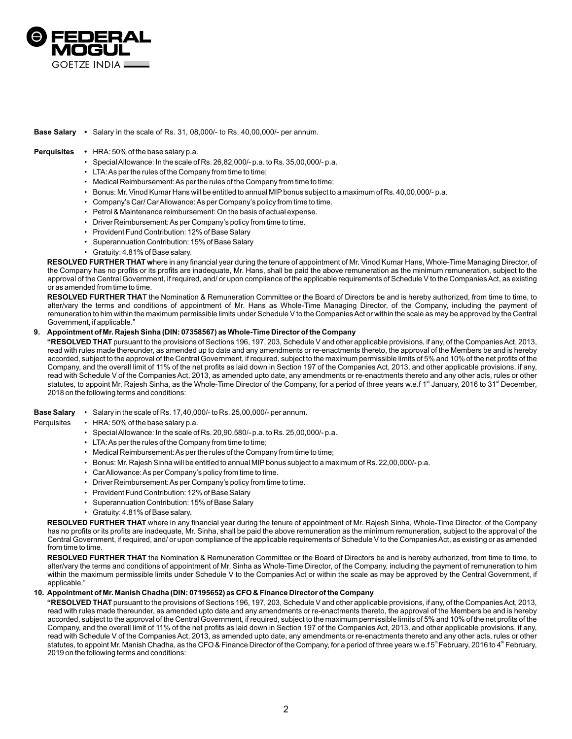**Base Salary** • Salary in the scale of Rs. 31, 08,000/- to Rs. 40,00,000/- per annum.

**Perquisites**
- HRA: 50% of the base salary p.a.
- Special Allowance: In the scale of Rs. 26,82,000/- p.a. to Rs. 35,00,000/- p.a.
- LTA: As per the rules of the Company from time to time;
- Medical Reimbursement: As per the rules of the Company from time to time;
- Bonus: Mr. Vinod Kumar Hans will be entitled to annual MIP bonus subject to a maximum of Rs. 40,00,000/- p.a.
- Company's Car/ Car Allowance: As per Company's policy from time to time.
- Petrol & Maintenance reimbursement: On the basis of actual expense.
- Driver Reimbursement: As per Company's policy from time to time.
- Provident Fund Contribution: 12% of Base Salary
- Superannuation Contribution: 15% of Base Salary
- Gratuity: 4.81% of Base salary.

**RESOLVED FURTHER THAT w**here in any financial year during the tenure of appointment of Mr. Vinod Kumar Hans, Whole-Time Managing Director, of the Company has no profits or its profits are inadequate, Mr. Hans, shall be paid the above remuneration as the minimum remuneration, subject to the approval of the Central Government, if required, and/ or upon compliance of the applicable requirements of Schedule V to the Companies Act, as existing or as amended from time to time.

**RESOLVED FURTHER THA**T the Nomination & Remuneration Committee or the Board of Directors be and is hereby authorized, from time to time, to alter/vary the terms and conditions of appointment of Mr. Hans as Whole-Time Managing Director, of the Company, including the payment of remuneration to him within the maximum permissible limits under Schedule V to the Companies Act or within the scale as may be approved by the Central Government, if applicable."

**9. Appointment of Mr. Rajesh Sinha (DIN: 07358567) as Whole-Time Director of the Company**

**"RESOLVED THAT** pursuant to the provisions of Sections 196, 197, 203, Schedule V and other applicable provisions, if any, of the Companies Act, 2013, read with rules made thereunder, as amended up to date and any amendments or re-enactments thereto, the approval of the Members be and is hereby accorded, subject to the approval of the Central Government, if required, subject to the maximum permissible limits of 5% and 10% of the net profits of the Company, and the overall limit of 11% of the net profits as laid down in Section 197 of the Companies Act, 2013, and other applicable provisions, if any, read with Schedule V of the Companies Act, 2013, as amended upto date, any amendments or re-enactments thereto and any other acts, rules or other statutes, to appoint Mr. Rajesh Sinha, as the Whole-Time Director of the Company, for a period of three years w.e.f 1st January, 2016 to 31st December, 2018 on the following terms and conditions:

**Base Salary** • Salary in the scale of Rs. 17,40,000/- to Rs. 25,00,000/- per annum.

Perquisites
- HRA: 50% of the base salary p.a.
- Special Allowance: In the scale of Rs. 20,90,580/- p.a. to Rs. 25,00,000/- p.a.
- LTA: As per the rules of the Company from time to time;
- Medical Reimbursement: As per the rules of the Company from time to time;
- Bonus: Mr. Rajesh Sinha will be entitled to annual MIP bonus subject to a maximum of Rs. 22,00,000/- p.a.
- Car Allowance: As per Company's policy from time to time.
- Driver Reimbursement: As per Company's policy from time to time.
- Provident Fund Contribution: 12% of Base Salary
- Superannuation Contribution: 15% of Base Salary
- Gratuity: 4.81% of Base salary.

**RESOLVED FURTHER THAT** where in any financial year during the tenure of appointment of Mr. Rajesh Sinha, Whole-Time Director, of the Company has no profits or its profits are inadequate, Mr. Sinha, shall be paid the above remuneration as the minimum remuneration, subject to the approval of the Central Government, if required, and/ or upon compliance of the applicable requirements of Schedule V to the Companies Act, as existing or as amended from time to time.

**RESOLVED FURTHER THAT** the Nomination & Remuneration Committee or the Board of Directors be and is hereby authorized, from time to time, to alter/vary the terms and conditions of appointment of Mr. Sinha as Whole-Time Director, of the Company, including the payment of remuneration to him within the maximum permissible limits under Schedule V to the Companies Act or within the scale as may be approved by the Central Government, if applicable."

**10. Appointment of Mr. Manish Chadha (DIN: 07195652) as CFO & Finance Director of the Company**

**"RESOLVED THAT** pursuant to the provisions of Sections 196, 197, 203, Schedule V and other applicable provisions, if any, of the Companies Act, 2013, read with rules made thereunder, as amended upto date and any amendments or re-enactments thereto, the approval of the Members be and is hereby accorded, subject to the approval of the Central Government, if required, subject to the maximum permissible limits of 5% and 10% of the net profits of the Company, and the overall limit of 11% of the net profits as laid down in Section 197 of the Companies Act, 2013, and other applicable provisions, if any, read with Schedule V of the Companies Act, 2013, as amended upto date, any amendments or re-enactments thereto and any other acts, rules or other statutes, to appoint Mr. Manish Chadha, as the CFO & Finance Director of the Company, for a period of three years w.e.f 5th February, 2016 to 4th February, 2019 on the following terms and conditions: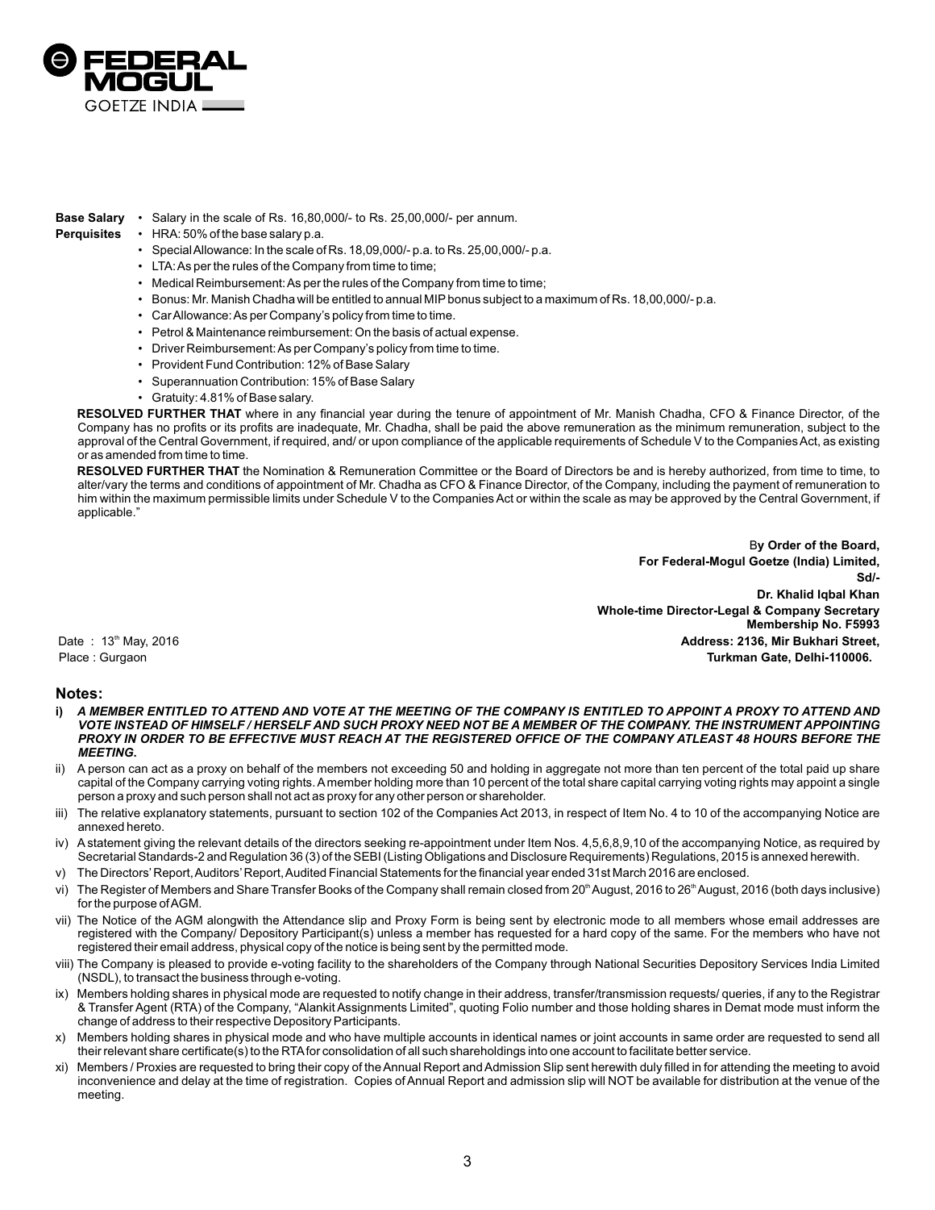**Base Salary** • Salary in the scale of Rs. 16,80,000/- to Rs. 25,00,000/- per annum.

**Perquisites** • HRA: 50% of the base salary p.a.

- Special Allowance: In the scale of Rs. 18,09,000/- p.a. to Rs. 25,00,000/- p.a.
- LTA: As per the rules of the Company from time to time;
- Medical Reimbursement: As per the rules of the Company from time to time;
- Bonus: Mr. Manish Chadha will be entitled to annual MIP bonus subject to a maximum of Rs. 18,00,000/- p.a.
- Car Allowance: As per Company's policy from time to time.
- Petrol & Maintenance reimbursement: On the basis of actual expense.
- Driver Reimbursement: As per Company's policy from time to time.
- Provident Fund Contribution: 12% of Base Salary
- Superannuation Contribution: 15% of Base Salary
- Gratuity: 4.81% of Base salary.

**RESOLVED FURTHER THAT** where in any financial year during the tenure of appointment of Mr. Manish Chadha, CFO & Finance Director, of the Company has no profits or its profits are inadequate, Mr. Chadha, shall be paid the above remuneration as the minimum remuneration, subject to the approval of the Central Government, if required, and/ or upon compliance of the applicable requirements of Schedule V to the Companies Act, as existing or as amended from time to time.

**RESOLVED FURTHER THAT** the Nomination & Remuneration Committee or the Board of Directors be and is hereby authorized, from time to time, to alter/vary the terms and conditions of appointment of Mr. Chadha as CFO & Finance Director, of the Company, including the payment of remuneration to him within the maximum permissible limits under Schedule V to the Companies Act or within the scale as may be approved by the Central Government, if applicable."

**By Order of the Board,**
**For Federal-Mogul Goetze (India) Limited,**
**Sd/-**
**Dr. Khalid Iqbal Khan**
**Whole-time Director-Legal & Company Secretary**
**Membership No. F5993**
**Address: 2136, Mir Bukhari Street,**
**Turkman Gate, Delhi-110006.**

Date : 13th May, 2016
Place : Gurgaon

## Notes:

i) ***A MEMBER ENTITLED TO ATTEND AND VOTE AT THE MEETING OF THE COMPANY IS ENTITLED TO APPOINT A PROXY TO ATTEND AND VOTE INSTEAD OF HIMSELF / HERSELF AND SUCH PROXY NEED NOT BE A MEMBER OF THE COMPANY. THE INSTRUMENT APPOINTING PROXY IN ORDER TO BE EFFECTIVE MUST REACH AT THE REGISTERED OFFICE OF THE COMPANY ATLEAST 48 HOURS BEFORE THE MEETING.***

ii) A person can act as a proxy on behalf of the members not exceeding 50 and holding in aggregate not more than ten percent of the total paid up share capital of the Company carrying voting rights. A member holding more than 10 percent of the total share capital carrying voting rights may appoint a single person a proxy and such person shall not act as proxy for any other person or shareholder.

iii) The relative explanatory statements, pursuant to section 102 of the Companies Act 2013, in respect of Item No. 4 to 10 of the accompanying Notice are annexed hereto.

iv) A statement giving the relevant details of the directors seeking re-appointment under Item Nos. 4,5,6,8,9,10 of the accompanying Notice, as required by Secretarial Standards-2 and Regulation 36 (3) of the SEBI (Listing Obligations and Disclosure Requirements) Regulations, 2015 is annexed herewith.

v) The Directors' Report, Auditors' Report, Audited Financial Statements for the financial year ended 31st March 2016 are enclosed.

vi) The Register of Members and Share Transfer Books of the Company shall remain closed from 20th August, 2016 to 26th August, 2016 (both days inclusive) for the purpose of AGM.

vii) The Notice of the AGM alongwith the Attendance slip and Proxy Form is being sent by electronic mode to all members whose email addresses are registered with the Company/ Depository Participant(s) unless a member has requested for a hard copy of the same. For the members who have not registered their email address, physical copy of the notice is being sent by the permitted mode.

viii) The Company is pleased to provide e-voting facility to the shareholders of the Company through National Securities Depository Services India Limited (NSDL), to transact the business through e-voting.

ix) Members holding shares in physical mode are requested to notify change in their address, transfer/transmission requests/ queries, if any to the Registrar & Transfer Agent (RTA) of the Company, "Alankit Assignments Limited", quoting Folio number and those holding shares in Demat mode must inform the change of address to their respective Depository Participants.

x) Members holding shares in physical mode and who have multiple accounts in identical names or joint accounts in same order are requested to send all their relevant share certificate(s) to the RTA for consolidation of all such shareholdings into one account to facilitate better service.

xi) Members / Proxies are requested to bring their copy of the Annual Report and Admission Slip sent herewith duly filled in for attending the meeting to avoid inconvenience and delay at the time of registration. Copies of Annual Report and admission slip will NOT be available for distribution at the venue of the meeting.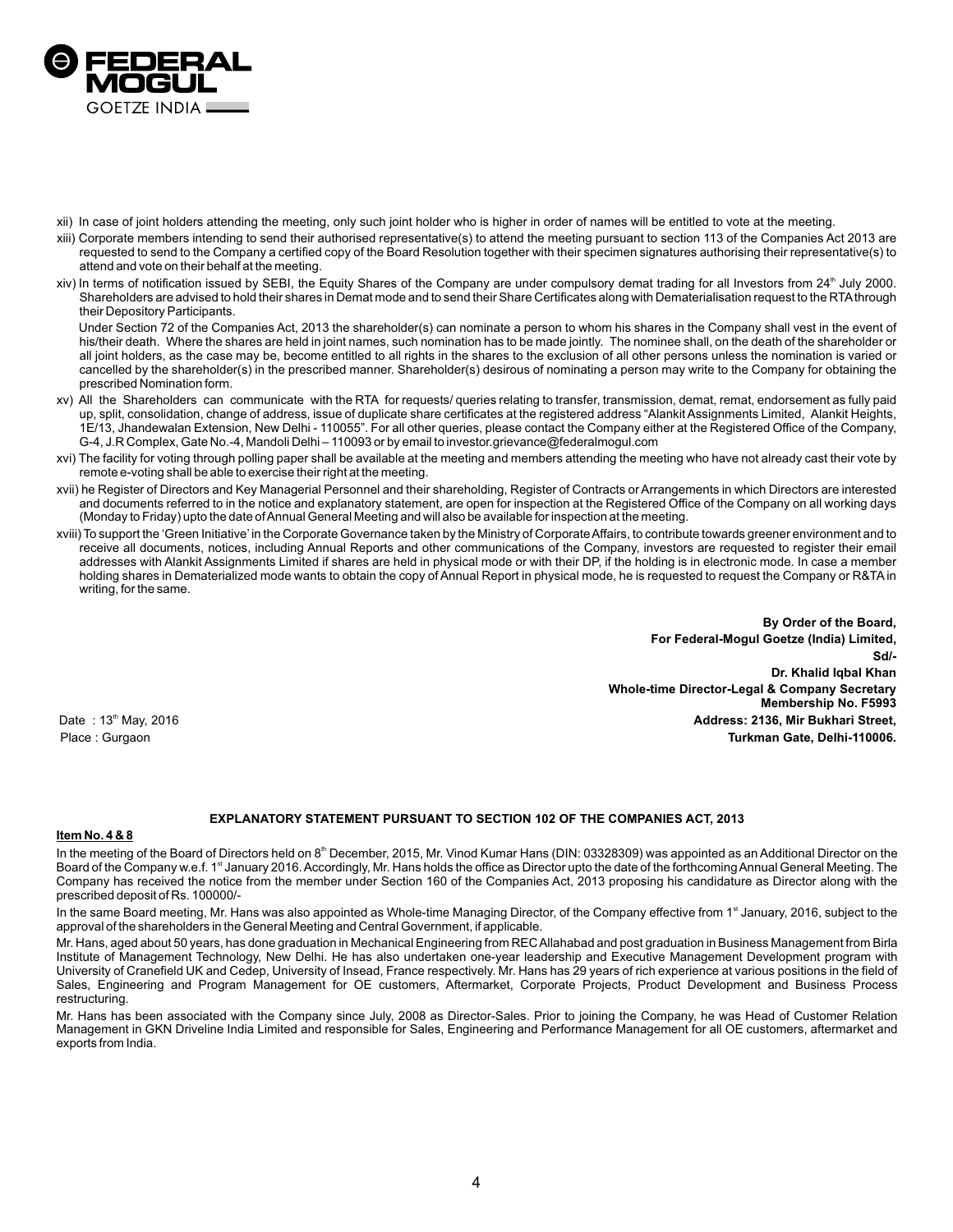xii) In case of joint holders attending the meeting, only such joint holder who is higher in order of names will be entitled to vote at the meeting.

xiii) Corporate members intending to send their authorised representative(s) to attend the meeting pursuant to section 113 of the Companies Act 2013 are requested to send to the Company a certified copy of the Board Resolution together with their specimen signatures authorising their representative(s) to attend and vote on their behalf at the meeting.

xiv) In terms of notification issued by SEBI, the Equity Shares of the Company are under compulsory demat trading for all Investors from 24th July 2000. Shareholders are advised to hold their shares in Demat mode and to send their Share Certificates along with Dematerialisation request to the RTA through their Depository Participants.

Under Section 72 of the Companies Act, 2013 the shareholder(s) can nominate a person to whom his shares in the Company shall vest in the event of his/their death. Where the shares are held in joint names, such nomination has to be made jointly. The nominee shall, on the death of the shareholder or all joint holders, as the case may be, become entitled to all rights in the shares to the exclusion of all other persons unless the nomination is varied or cancelled by the shareholder(s) in the prescribed manner. Shareholder(s) desirous of nominating a person may write to the Company for obtaining the prescribed Nomination form.

xv) All the Shareholders can communicate with the RTA for requests/ queries relating to transfer, transmission, demat, remat, endorsement as fully paid up, split, consolidation, change of address, issue of duplicate share certificates at the registered address "Alankit Assignments Limited, Alankit Heights, 1E/13, Jhandewalan Extension, New Delhi - 110055". For all other queries, please contact the Company either at the Registered Office of the Company, G-4, J.R Complex, Gate No.-4, Mandoli Delhi – 110093 or by email to investor.grievance@federalmogul.com

xvi) The facility for voting through polling paper shall be available at the meeting and members attending the meeting who have not already cast their vote by remote e-voting shall be able to exercise their right at the meeting.

xvii) he Register of Directors and Key Managerial Personnel and their shareholding, Register of Contracts or Arrangements in which Directors are interested and documents referred to in the notice and explanatory statement, are open for inspection at the Registered Office of the Company on all working days (Monday to Friday) upto the date of Annual General Meeting and will also be available for inspection at the meeting.

xviii) To support the 'Green Initiative' in the Corporate Governance taken by the Ministry of Corporate Affairs, to contribute towards greener environment and to receive all documents, notices, including Annual Reports and other communications of the Company, investors are requested to register their email addresses with Alankit Assignments Limited if shares are held in physical mode or with their DP, if the holding is in electronic mode. In case a member holding shares in Dematerialized mode wants to obtain the copy of Annual Report in physical mode, he is requested to request the Company or R&TA in writing, for the same.

**By Order of the Board,**
**For Federal-Mogul Goetze (India) Limited,**
**Sd/-**
**Dr. Khalid Iqbal Khan**
**Whole-time Director-Legal & Company Secretary**
**Membership No. F5993**
**Address: 2136, Mir Bukhari Street,**
**Turkman Gate, Delhi-110006.**

Date : 13th May, 2016
Place : Gurgaon

## EXPLANATORY STATEMENT PURSUANT TO SECTION 102 OF THE COMPANIES ACT, 2013

**Item No. 4 & 8**

In the meeting of the Board of Directors held on 8th December, 2015, Mr. Vinod Kumar Hans (DIN: 03328309) was appointed as an Additional Director on the Board of the Company w.e.f. 1st January 2016. Accordingly, Mr. Hans holds the office as Director upto the date of the forthcoming Annual General Meeting. The Company has received the notice from the member under Section 160 of the Companies Act, 2013 proposing his candidature as Director along with the prescribed deposit of Rs. 100000/-

In the same Board meeting, Mr. Hans was also appointed as Whole-time Managing Director, of the Company effective from 1st January, 2016, subject to the approval of the shareholders in the General Meeting and Central Government, if applicable.

Mr. Hans, aged about 50 years, has done graduation in Mechanical Engineering from REC Allahabad and post graduation in Business Management from Birla Institute of Management Technology, New Delhi. He has also undertaken one-year leadership and Executive Management Development program with University of Cranefield UK and Cedep, University of Insead, France respectively. Mr. Hans has 29 years of rich experience at various positions in the field of Sales, Engineering and Program Management for OE customers, Aftermarket, Corporate Projects, Product Development and Business Process restructuring.

Mr. Hans has been associated with the Company since July, 2008 as Director-Sales. Prior to joining the Company, he was Head of Customer Relation Management in GKN Driveline India Limited and responsible for Sales, Engineering and Performance Management for all OE customers, aftermarket and exports from India.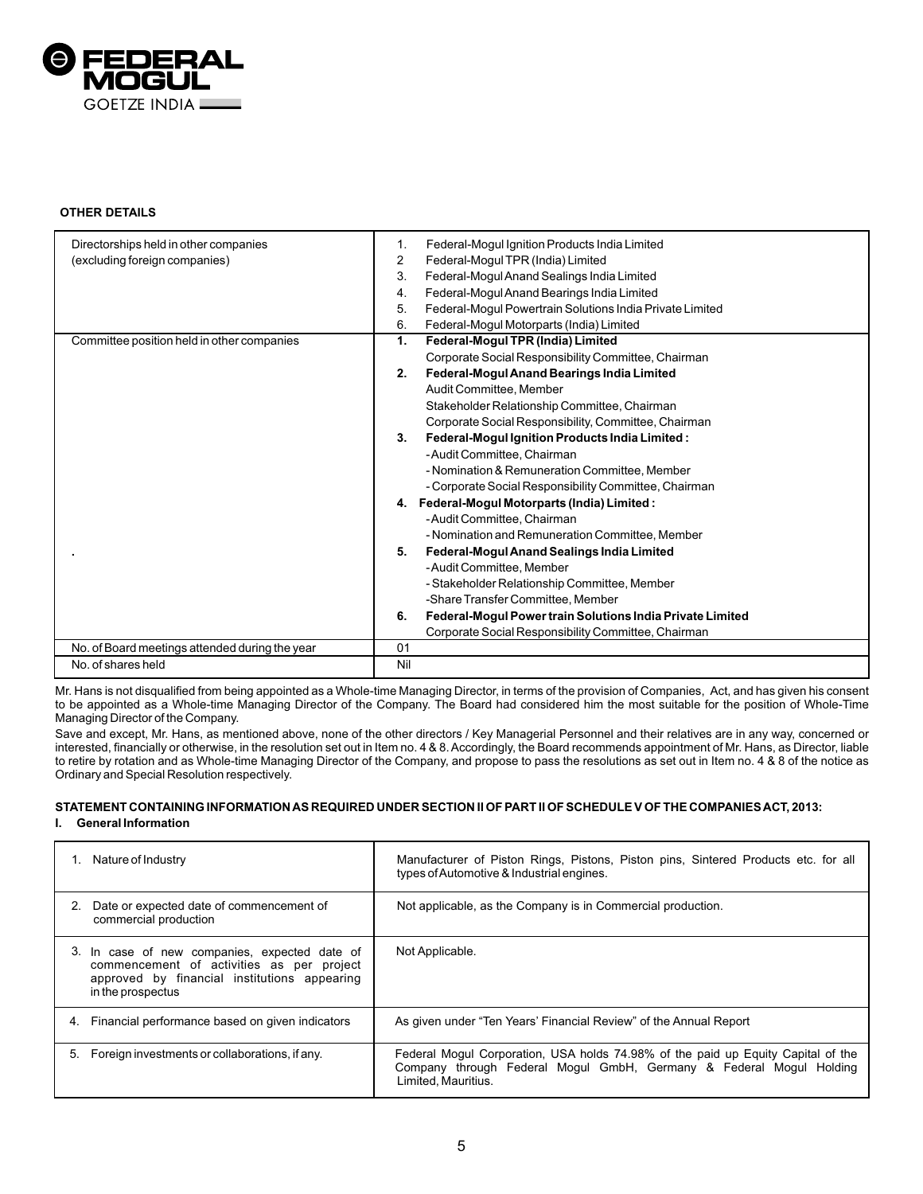**OTHER DETAILS**

| | |
|---|---|
| Directorships held in other companies (excluding foreign companies) | 1. Federal-Mogul Ignition Products India Limited<br>2 Federal-Mogul TPR (India) Limited<br>3. Federal-Mogul Anand Sealings India Limited<br>4. Federal-Mogul Anand Bearings India Limited<br>5. Federal-Mogul Powertrain Solutions India Private Limited<br>6. Federal-Mogul Motorparts (India) Limited |
| Committee position held in other companies<br><br>. | **1. Federal-Mogul TPR (India) Limited**<br>Corporate Social Responsibility Committee, Chairman<br>**2. Federal-Mogul Anand Bearings India Limited**<br>Audit Committee, Member<br>Stakeholder Relationship Committee, Chairman<br>Corporate Social Responsibility, Committee, Chairman<br>**3. Federal-Mogul Ignition Products India Limited :**<br>- Audit Committee, Chairman<br>- Nomination & Remuneration Committee, Member<br>- Corporate Social Responsibility Committee, Chairman<br>**4. Federal-Mogul Motorparts (India) Limited :**<br>- Audit Committee, Chairman<br>- Nomination and Remuneration Committee, Member<br>**5. Federal-Mogul Anand Sealings India Limited**<br>- Audit Committee, Member<br>- Stakeholder Relationship Committee, Member<br>-Share Transfer Committee, Member<br>**6. Federal-Mogul Power train Solutions India Private Limited**<br>Corporate Social Responsibility Committee, Chairman |
| No. of Board meetings attended during the year | 01 |
| No. of shares held | Nil |

Mr. Hans is not disqualified from being appointed as a Whole-time Managing Director, in terms of the provision of Companies, Act, and has given his consent to be appointed as a Whole-time Managing Director of the Company. The Board had considered him the most suitable for the position of Whole-Time Managing Director of the Company.

Save and except, Mr. Hans, as mentioned above, none of the other directors / Key Managerial Personnel and their relatives are in any way, concerned or interested, financially or otherwise, in the resolution set out in Item no. 4 & 8. Accordingly, the Board recommends appointment of Mr. Hans, as Director, liable to retire by rotation and as Whole-time Managing Director of the Company, and propose to pass the resolutions as set out in Item no. 4 & 8 of the notice as Ordinary and Special Resolution respectively.

**STATEMENT CONTAINING INFORMATION AS REQUIRED UNDER SECTION II OF PART II OF SCHEDULE V OF THE COMPANIES ACT, 2013:**

**I. General Information**

| | |
|---|---|
| 1. Nature of Industry | Manufacturer of Piston Rings, Pistons, Piston pins, Sintered Products etc. for all types of Automotive & Industrial engines. |
| 2. Date or expected date of commencement of commercial production | Not applicable, as the Company is in Commercial production. |
| 3. In case of new companies, expected date of commencement of activities as per project approved by financial institutions appearing in the prospectus | Not Applicable. |
| 4. Financial performance based on given indicators | As given under "Ten Years' Financial Review" of the Annual Report |
| 5. Foreign investments or collaborations, if any. | Federal Mogul Corporation, USA holds 74.98% of the paid up Equity Capital of the Company through Federal Mogul GmbH, Germany & Federal Mogul Holding Limited, Mauritius. |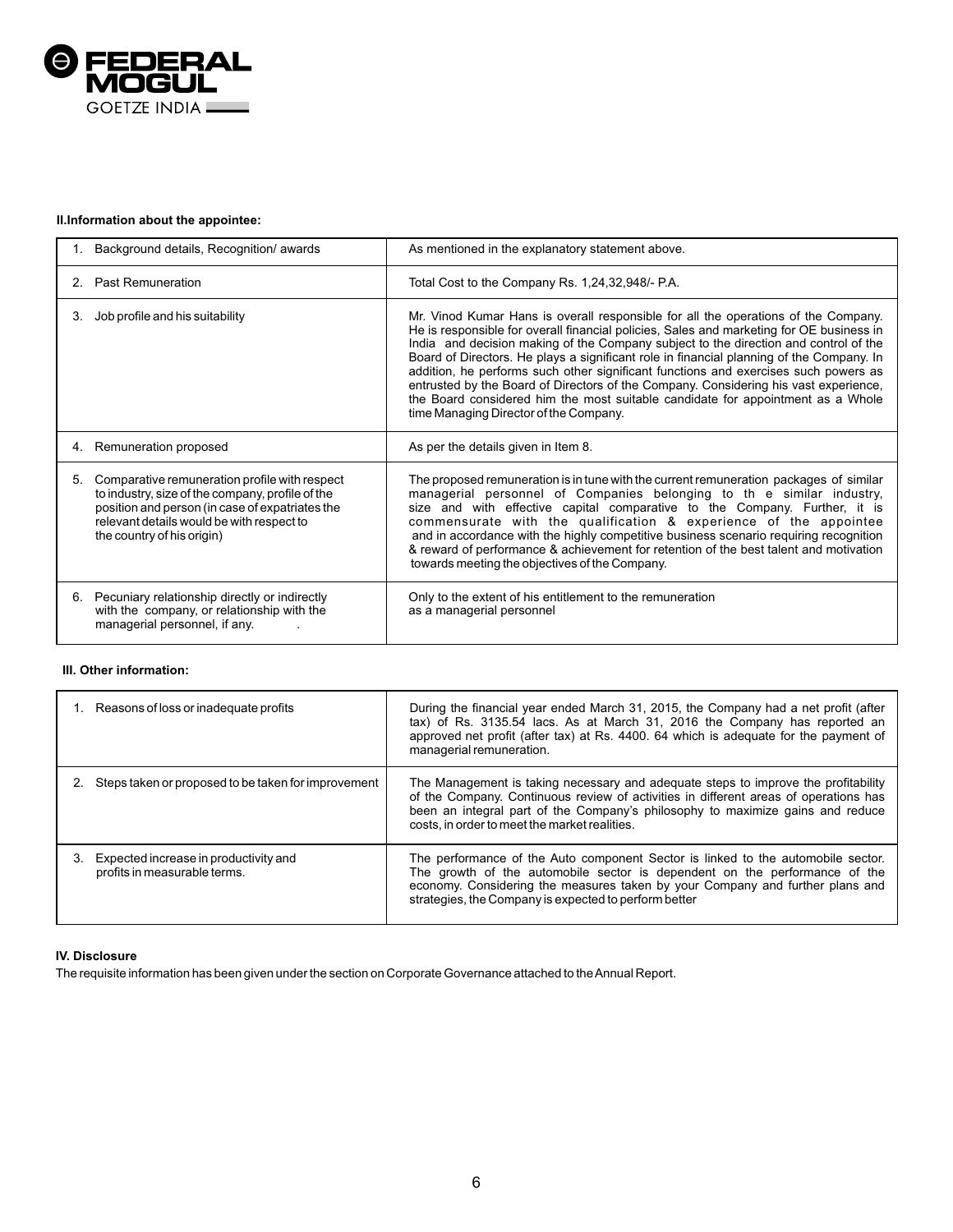**II.Information about the appointee:**

| | |
|---|---|
| 1. Background details, Recognition/ awards | As mentioned in the explanatory statement above. |
| 2. Past Remuneration | Total Cost to the Company Rs. 1,24,32,948/- P.A. |
| 3. Job profile and his suitability | Mr. Vinod Kumar Hans is overall responsible for all the operations of the Company. He is responsible for overall financial policies, Sales and marketing for OE business in India and decision making of the Company subject to the direction and control of the Board of Directors. He plays a significant role in financial planning of the Company. In addition, he performs such other significant functions and exercises such powers as entrusted by the Board of Directors of the Company. Considering his vast experience, the Board considered him the most suitable candidate for appointment as a Whole time Managing Director of the Company. |
| 4. Remuneration proposed | As per the details given in Item 8. |
| 5. Comparative remuneration profile with respect to industry, size of the company, profile of the position and person (in case of expatriates the relevant details would be with respect to the country of his origin) | The proposed remuneration is in tune with the current remuneration packages of similar managerial personnel of Companies belonging to th e similar industry, size and with effective capital comparative to the Company. Further, it is commensurate with the qualification & experience of the appointee and in accordance with the highly competitive business scenario requiring recognition & reward of performance & achievement for retention of the best talent and motivation towards meeting the objectives of the Company. |
| 6. Pecuniary relationship directly or indirectly with the company, or relationship with the managerial personnel, if any. | Only to the extent of his entitlement to the remuneration as a managerial personnel |

**III. Other information:**

| | |
|---|---|
| 1. Reasons of loss or inadequate profits | During the financial year ended March 31, 2015, the Company had a net profit (after tax) of Rs. 3135.54 lacs. As at March 31, 2016 the Company has reported an approved net profit (after tax) at Rs. 4400. 64 which is adequate for the payment of managerial remuneration. |
| 2. Steps taken or proposed to be taken for improvement | The Management is taking necessary and adequate steps to improve the profitability of the Company. Continuous review of activities in different areas of operations has been an integral part of the Company's philosophy to maximize gains and reduce costs, in order to meet the market realities. |
| 3. Expected increase in productivity and profits in measurable terms. | The performance of the Auto component Sector is linked to the automobile sector. The growth of the automobile sector is dependent on the performance of the economy. Considering the measures taken by your Company and further plans and strategies, the Company is expected to perform better |

**IV. Disclosure**

The requisite information has been given under the section on Corporate Governance attached to the Annual Report.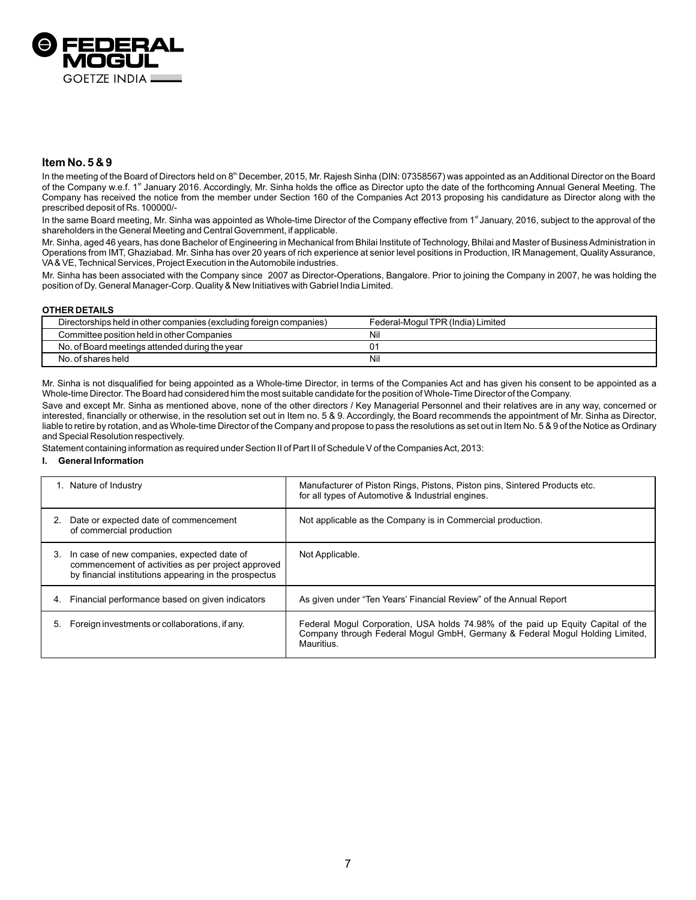### Item No. 5 & 9

In the meeting of the Board of Directors held on 8th December, 2015, Mr. Rajesh Sinha (DIN: 07358567) was appointed as an Additional Director on the Board of the Company w.e.f. 1st January 2016. Accordingly, Mr. Sinha holds the office as Director upto the date of the forthcoming Annual General Meeting. The Company has received the notice from the member under Section 160 of the Companies Act 2013 proposing his candidature as Director along with the prescribed deposit of Rs. 100000/-

In the same Board meeting, Mr. Sinha was appointed as Whole-time Director of the Company effective from 1st January, 2016, subject to the approval of the shareholders in the General Meeting and Central Government, if applicable.

Mr. Sinha, aged 46 years, has done Bachelor of Engineering in Mechanical from Bhilai Institute of Technology, Bhilai and Master of Business Administration in Operations from IMT, Ghaziabad. Mr. Sinha has over 20 years of rich experience at senior level positions in Production, IR Management, Quality Assurance, VA & VE, Technical Services, Project Execution in the Automobile industries.

Mr. Sinha has been associated with the Company since 2007 as Director-Operations, Bangalore. Prior to joining the Company in 2007, he was holding the position of Dy. General Manager-Corp. Quality & New Initiatives with Gabriel India Limited.

**OTHER DETAILS**

| | |
|---|---|
| Directorships held in other companies (excluding foreign companies) | Federal-Mogul TPR (India) Limited |
| Committee position held in other Companies | Nil |
| No. of Board meetings attended during the year | 01 |
| No. of shares held | Nil |

Mr. Sinha is not disqualified for being appointed as a Whole-time Director, in terms of the Companies Act and has given his consent to be appointed as a Whole-time Director. The Board had considered him the most suitable candidate for the position of Whole-Time Director of the Company.

Save and except Mr. Sinha as mentioned above, none of the other directors / Key Managerial Personnel and their relatives are in any way, concerned or interested, financially or otherwise, in the resolution set out in Item no. 5 & 9. Accordingly, the Board recommends the appointment of Mr. Sinha as Director, liable to retire by rotation, and as Whole-time Director of the Company and propose to pass the resolutions as set out in Item No. 5 & 9 of the Notice as Ordinary and Special Resolution respectively.

Statement containing information as required under Section II of Part II of Schedule V of the Companies Act, 2013:

**I. General Information**

| | |
|---|---|
| 1. Nature of Industry | Manufacturer of Piston Rings, Pistons, Piston pins, Sintered Products etc. for all types of Automotive & Industrial engines. |
| 2. Date or expected date of commencement of commercial production | Not applicable as the Company is in Commercial production. |
| 3. In case of new companies, expected date of commencement of activities as per project approved by financial institutions appearing in the prospectus | Not Applicable. |
| 4. Financial performance based on given indicators | As given under "Ten Years' Financial Review" of the Annual Report |
| 5. Foreign investments or collaborations, if any. | Federal Mogul Corporation, USA holds 74.98% of the paid up Equity Capital of the Company through Federal Mogul GmbH, Germany & Federal Mogul Holding Limited, Mauritius. |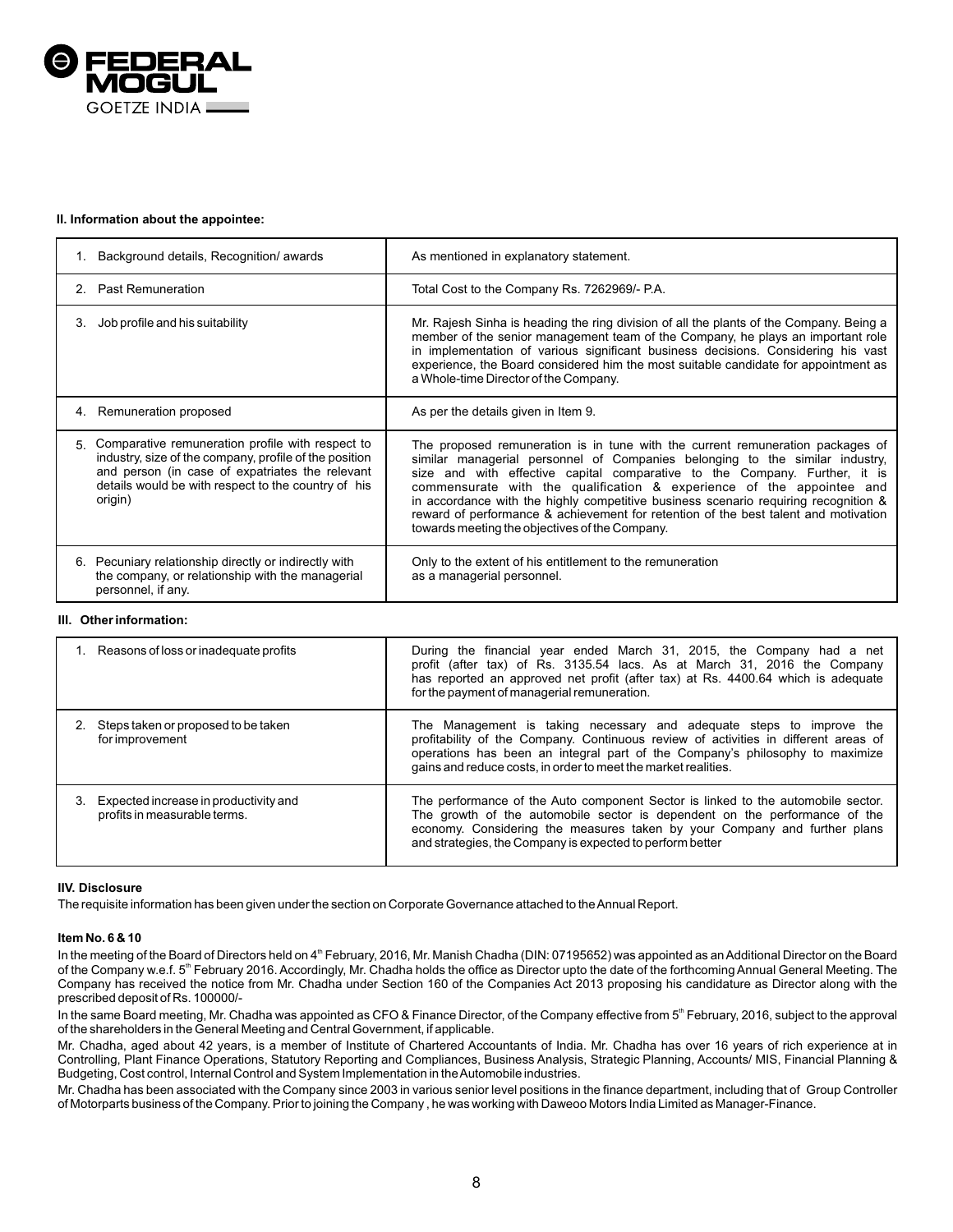**II. Information about the appointee:**

| | |
|---|---|
| 1. Background details, Recognition/ awards | As mentioned in explanatory statement. |
| 2. Past Remuneration | Total Cost to the Company Rs. 7262969/- P.A. |
| 3. Job profile and his suitability | Mr. Rajesh Sinha is heading the ring division of all the plants of the Company. Being a member of the senior management team of the Company, he plays an important role in implementation of various significant business decisions. Considering his vast experience, the Board considered him the most suitable candidate for appointment as a Whole-time Director of the Company. |
| 4. Remuneration proposed | As per the details given in Item 9. |
| 5. Comparative remuneration profile with respect to industry, size of the company, profile of the position and person (in case of expatriates the relevant details would be with respect to the country of his origin) | The proposed remuneration is in tune with the current remuneration packages of similar managerial personnel of Companies belonging to the similar industry, size and with effective capital comparative to the Company. Further, it is commensurate with the qualification & experience of the appointee and in accordance with the highly competitive business scenario requiring recognition & reward of performance & achievement for retention of the best talent and motivation towards meeting the objectives of the Company. |
| 6. Pecuniary relationship directly or indirectly with the company, or relationship with the managerial personnel, if any. | Only to the extent of his entitlement to the remuneration as a managerial personnel. |

**III. Other information:**

| | |
|---|---|
| 1. Reasons of loss or inadequate profits | During the financial year ended March 31, 2015, the Company had a net profit (after tax) of Rs. 3135.54 lacs. As at March 31, 2016 the Company has reported an approved net profit (after tax) at Rs. 4400.64 which is adequate for the payment of managerial remuneration. |
| 2. Steps taken or proposed to be taken for improvement | The Management is taking necessary and adequate steps to improve the profitability of the Company. Continuous review of activities in different areas of operations has been an integral part of the Company's philosophy to maximize gains and reduce costs, in order to meet the market realities. |
| 3. Expected increase in productivity and profits in measurable terms. | The performance of the Auto component Sector is linked to the automobile sector. The growth of the automobile sector is dependent on the performance of the economy. Considering the measures taken by your Company and further plans and strategies, the Company is expected to perform better |

**IIV. Disclosure**

The requisite information has been given under the section on Corporate Governance attached to the Annual Report.

**Item No. 6 & 10**

In the meeting of the Board of Directors held on 4th February, 2016, Mr. Manish Chadha (DIN: 07195652) was appointed as an Additional Director on the Board of the Company w.e.f. 5th February 2016. Accordingly, Mr. Chadha holds the office as Director upto the date of the forthcoming Annual General Meeting. The Company has received the notice from Mr. Chadha under Section 160 of the Companies Act 2013 proposing his candidature as Director along with the prescribed deposit of Rs. 100000/-

In the same Board meeting, Mr. Chadha was appointed as CFO & Finance Director, of the Company effective from 5th February, 2016, subject to the approval of the shareholders in the General Meeting and Central Government, if applicable.

Mr. Chadha, aged about 42 years, is a member of Institute of Chartered Accountants of India. Mr. Chadha has over 16 years of rich experience at in Controlling, Plant Finance Operations, Statutory Reporting and Compliances, Business Analysis, Strategic Planning, Accounts/ MIS, Financial Planning & Budgeting, Cost control, Internal Control and System Implementation in the Automobile industries.

Mr. Chadha has been associated with the Company since 2003 in various senior level positions in the finance department, including that of Group Controller of Motorparts business of the Company. Prior to joining the Company , he was working with Daweoo Motors India Limited as Manager-Finance.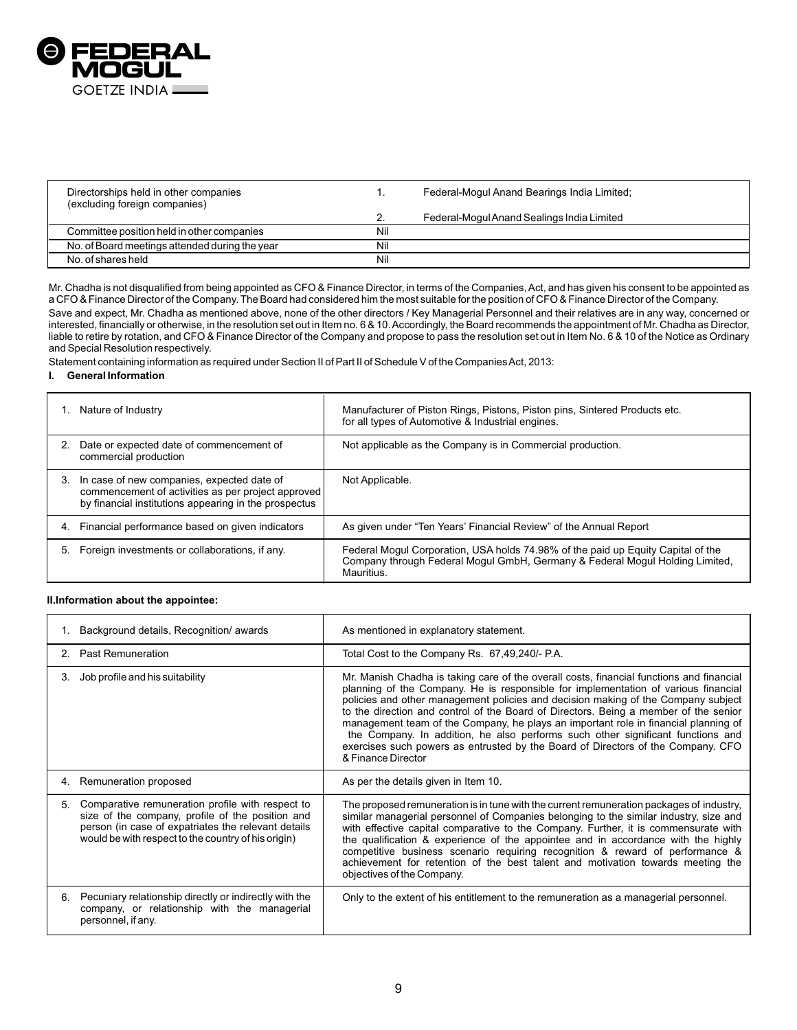| Directorships held in other companies (excluding foreign companies) | 1. | Federal-Mogul Anand Bearings India Limited; |
|---|---|---|
| | 2. | Federal-Mogul Anand Sealings India Limited |
| Committee position held in other companies | Nil | |
| No. of Board meetings attended during the year | Nil | |
| No. of shares held | Nil | |

Mr. Chadha is not disqualified from being appointed as CFO & Finance Director, in terms of the Companies, Act, and has given his consent to be appointed as a CFO & Finance Director of the Company. The Board had considered him the most suitable for the position of CFO & Finance Director of the Company.

Save and expect, Mr. Chadha as mentioned above, none of the other directors / Key Managerial Personnel and their relatives are in any way, concerned or interested, financially or otherwise, in the resolution set out in Item no. 6 & 10. Accordingly, the Board recommends the appointment of Mr. Chadha as Director, liable to retire by rotation, and CFO & Finance Director of the Company and propose to pass the resolution set out in Item No. 6 & 10 of the Notice as Ordinary and Special Resolution respectively.

Statement containing information as required under Section II of Part II of Schedule V of the Companies Act, 2013:

**I. General Information**

| | |
|---|---|
| 1. Nature of Industry | Manufacturer of Piston Rings, Pistons, Piston pins, Sintered Products etc. for all types of Automotive & Industrial engines. |
| 2. Date or expected date of commencement of commercial production | Not applicable as the Company is in Commercial production. |
| 3. In case of new companies, expected date of commencement of activities as per project approved by financial institutions appearing in the prospectus | Not Applicable. |
| 4. Financial performance based on given indicators | As given under "Ten Years' Financial Review" of the Annual Report |
| 5. Foreign investments or collaborations, if any. | Federal Mogul Corporation, USA holds 74.98% of the paid up Equity Capital of the Company through Federal Mogul GmbH, Germany & Federal Mogul Holding Limited, Mauritius. |

**II.Information about the appointee:**

| | |
|---|---|
| 1. Background details, Recognition/ awards | As mentioned in explanatory statement. |
| 2. Past Remuneration | Total Cost to the Company Rs. 67,49,240/- P.A. |
| 3. Job profile and his suitability | Mr. Manish Chadha is taking care of the overall costs, financial functions and financial planning of the Company. He is responsible for implementation of various financial policies and other management policies and decision making of the Company subject to the direction and control of the Board of Directors. Being a member of the senior management team of the Company, he plays an important role in financial planning of the Company. In addition, he also performs such other significant functions and exercises such powers as entrusted by the Board of Directors of the Company. CFO & Finance Director |
| 4. Remuneration proposed | As per the details given in Item 10. |
| 5. Comparative remuneration profile with respect to size of the company, profile of the position and person (in case of expatriates the relevant details would be with respect to the country of his origin) | The proposed remuneration is in tune with the current remuneration packages of industry, similar managerial personnel of Companies belonging to the similar industry, size and with effective capital comparative to the Company. Further, it is commensurate with the qualification & experience of the appointee and in accordance with the highly competitive business scenario requiring recognition & reward of performance & achievement for retention of the best talent and motivation towards meeting the objectives of the Company. |
| 6. Pecuniary relationship directly or indirectly with the company, or relationship with the managerial personnel, if any. | Only to the extent of his entitlement to the remuneration as a managerial personnel. |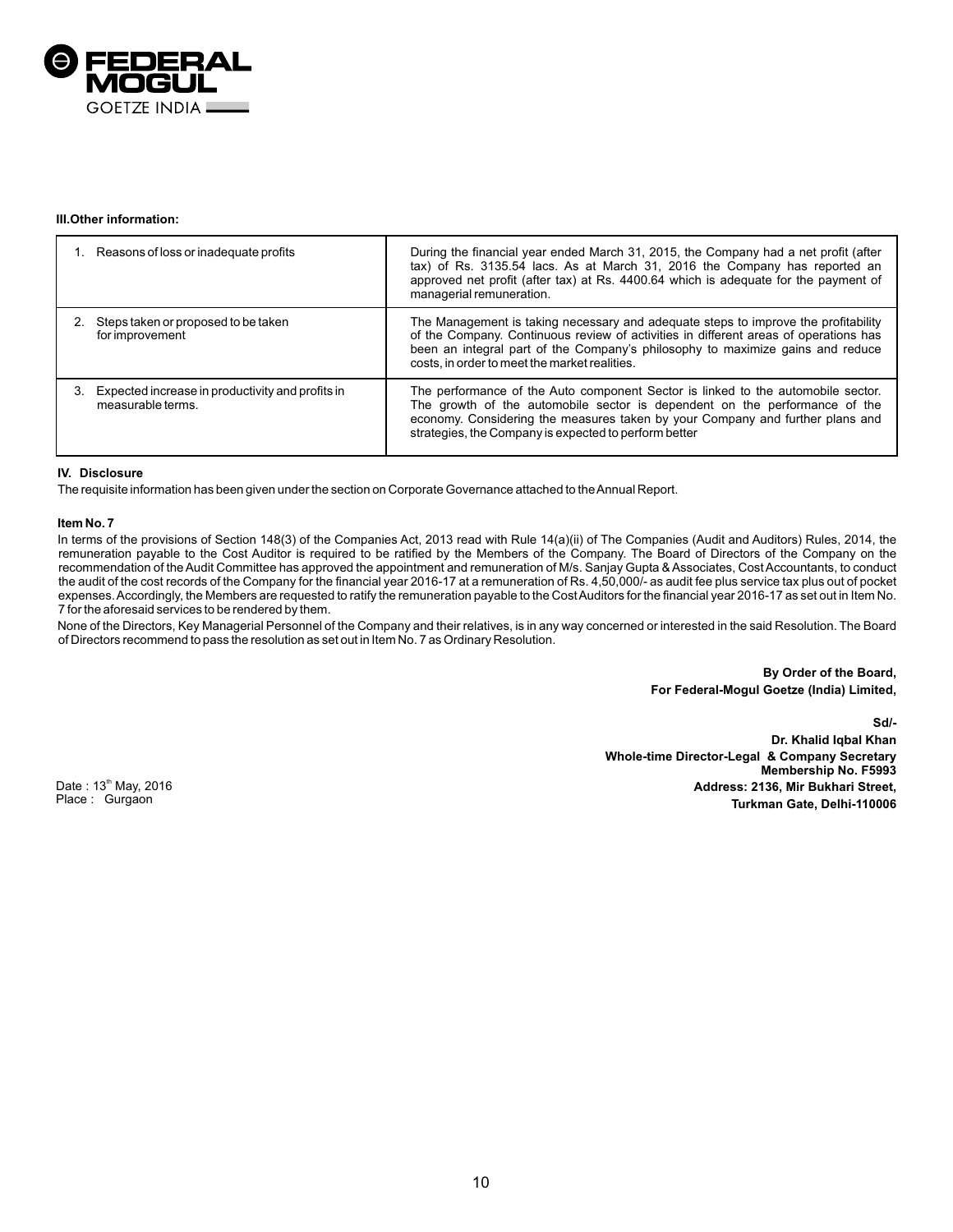**III.Other information:**

| | |
|---|---|
| 1. Reasons of loss or inadequate profits | During the financial year ended March 31, 2015, the Company had a net profit (after tax) of Rs. 3135.54 lacs. As at March 31, 2016 the Company has reported an approved net profit (after tax) at Rs. 4400.64 which is adequate for the payment of managerial remuneration. |
| 2. Steps taken or proposed to be taken for improvement | The Management is taking necessary and adequate steps to improve the profitability of the Company. Continuous review of activities in different areas of operations has been an integral part of the Company's philosophy to maximize gains and reduce costs, in order to meet the market realities. |
| 3. Expected increase in productivity and profits in measurable terms. | The performance of the Auto component Sector is linked to the automobile sector. The growth of the automobile sector is dependent on the performance of the economy. Considering the measures taken by your Company and further plans and strategies, the Company is expected to perform better |

**IV. Disclosure**

The requisite information has been given under the section on Corporate Governance attached to the Annual Report.

**Item No. 7**

In terms of the provisions of Section 148(3) of the Companies Act, 2013 read with Rule 14(a)(ii) of The Companies (Audit and Auditors) Rules, 2014, the remuneration payable to the Cost Auditor is required to be ratified by the Members of the Company. The Board of Directors of the Company on the recommendation of the Audit Committee has approved the appointment and remuneration of M/s. Sanjay Gupta & Associates, Cost Accountants, to conduct the audit of the cost records of the Company for the financial year 2016-17 at a remuneration of Rs. 4,50,000/- as audit fee plus service tax plus out of pocket expenses. Accordingly, the Members are requested to ratify the remuneration payable to the Cost Auditors for the financial year 2016-17 as set out in Item No. 7 for the aforesaid services to be rendered by them.

None of the Directors, Key Managerial Personnel of the Company and their relatives, is in any way concerned or interested in the said Resolution. The Board of Directors recommend to pass the resolution as set out in Item No. 7 as Ordinary Resolution.

**By Order of the Board,**
**For Federal-Mogul Goetze (India) Limited,**

**Sd/-**
**Dr. Khalid Iqbal Khan**
**Whole-time Director-Legal & Company Secretary**
**Membership No. F5993**
**Address: 2136, Mir Bukhari Street,**
**Turkman Gate, Delhi-110006**

Date : 13th May, 2016
Place : Gurgaon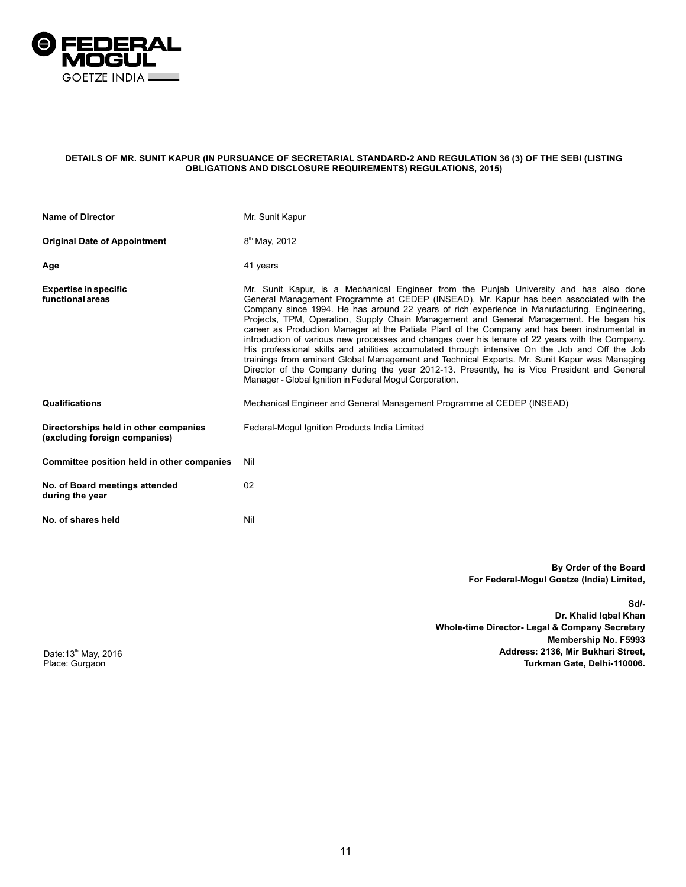**DETAILS OF MR. SUNIT KAPUR (IN PURSUANCE OF SECRETARIAL STANDARD-2 AND REGULATION 36 (3) OF THE SEBI (LISTING OBLIGATIONS AND DISCLOSURE REQUIREMENTS) REGULATIONS, 2015)**

| | |
|---|---|
| **Name of Director** | Mr. Sunit Kapur |
| **Original Date of Appointment** | 8th May, 2012 |
| **Age** | 41 years |
| **Expertise in specific functional areas** | Mr. Sunit Kapur, is a Mechanical Engineer from the Punjab University and has also done General Management Programme at CEDEP (INSEAD). Mr. Kapur has been associated with the Company since 1994. He has around 22 years of rich experience in Manufacturing, Engineering, Projects, TPM, Operation, Supply Chain Management and General Management. He began his career as Production Manager at the Patiala Plant of the Company and has been instrumental in introduction of various new processes and changes over his tenure of 22 years with the Company. His professional skills and abilities accumulated through intensive On the Job and Off the Job trainings from eminent Global Management and Technical Experts. Mr. Sunit Kapur was Managing Director of the Company during the year 2012-13. Presently, he is Vice President and General Manager - Global Ignition in Federal Mogul Corporation. |
| **Qualifications** | Mechanical Engineer and General Management Programme at CEDEP (INSEAD) |
| **Directorships held in other companies (excluding foreign companies)** | Federal-Mogul Ignition Products India Limited |
| **Committee position held in other companies** | Nil |
| **No. of Board meetings attended during the year** | 02 |
| **No. of shares held** | Nil |

**By Order of the Board**
**For Federal-Mogul Goetze (India) Limited,**

**Sd/-**
**Dr. Khalid Iqbal Khan**
**Whole-time Director- Legal & Company Secretary**
**Membership No. F5993**
**Address: 2136, Mir Bukhari Street,**
**Turkman Gate, Delhi-110006.**

Date: 13th May, 2016
Place: Gurgaon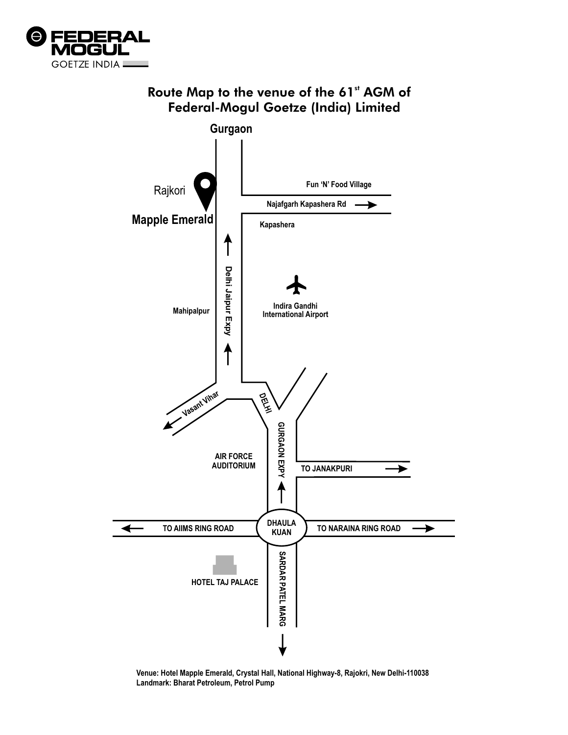FEDERAL MOGUL
GOETZE INDIA

# Route Map to the venue of the 61st AGM of Federal-Mogul Goetze (India) Limited

Gurgaon

Rajkori

Mapple Emerald

Fun 'N' Food Village

Najafgarh Kapashera Rd

Kapashera

Delhi Jaipur Expy

Mahipalpur

Indira Gandhi International Airport

Vasant Vihar

DELHI

GURGAON EXPY

AIR FORCE AUDITORIUM

TO JANAKPURI

TO AIIMS RING ROAD

DHAULA KUAN

TO NARAINA RING ROAD

HOTEL TAJ PALACE

SARDAR PATEL MARG

**Venue: Hotel Mapple Emerald, Crystal Hall, National Highway-8, Rajokri, New Delhi-110038**
**Landmark: Bharat Petroleum, Petrol Pump**